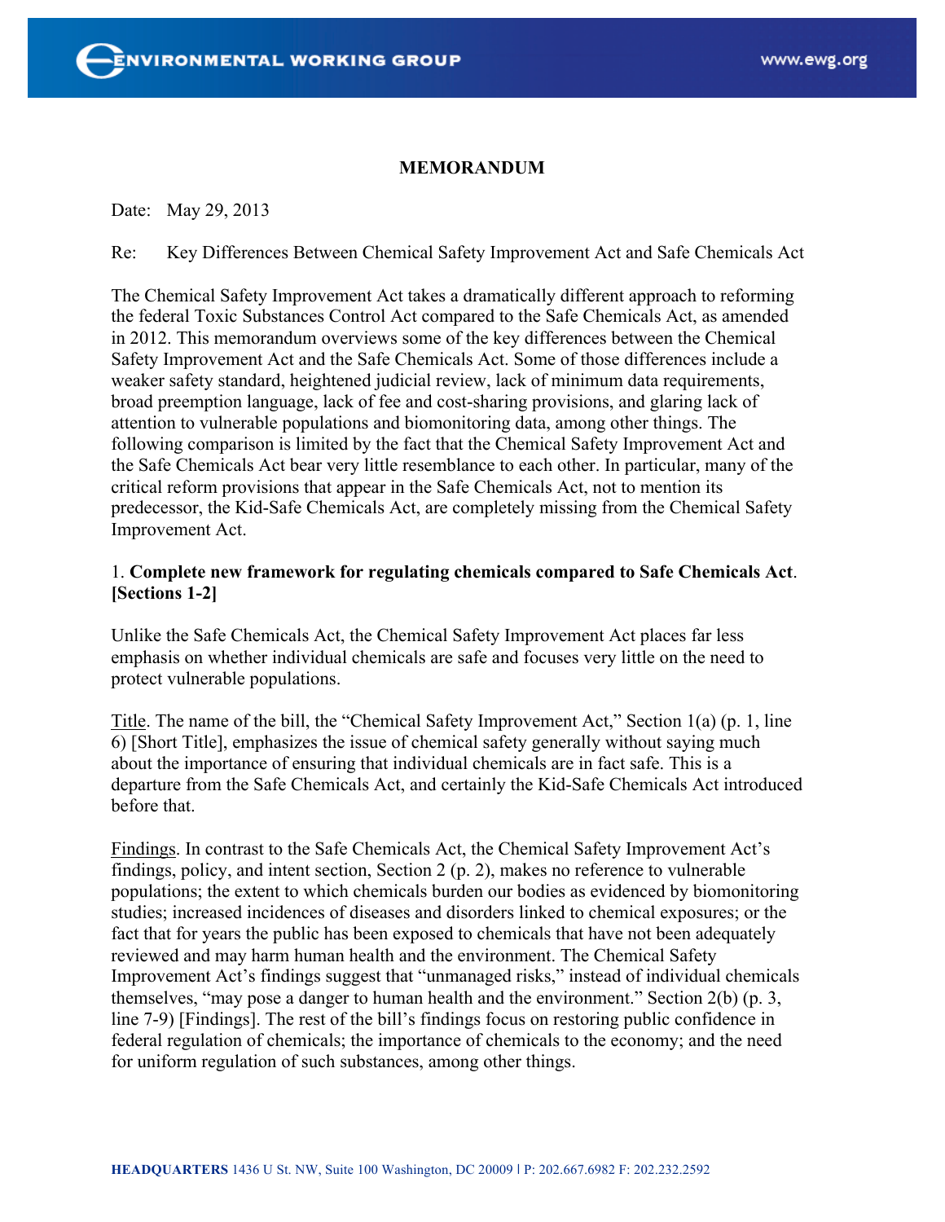**MEMORANDUM**

Date: May 29, 2013

Re: Key Differences Between Chemical Safety Improvement Act and Safe Chemicals Act

The Chemical Safety Improvement Act takes a dramatically different approach to reforming the federal Toxic Substances Control Act compared to the Safe Chemicals Act, as amended in 2012. This memorandum overviews some of the key differences between the Chemical Safety Improvement Act and the Safe Chemicals Act. Some of those differences include a weaker safety standard, heightened judicial review, lack of minimum data requirements, broad preemption language, lack of fee and cost-sharing provisions, and glaring lack of attention to vulnerable populations and biomonitoring data, among other things. The following comparison is limited by the fact that the Chemical Safety Improvement Act and the Safe Chemicals Act bear very little resemblance to each other. In particular, many of the critical reform provisions that appear in the Safe Chemicals Act, not to mention its predecessor, the Kid-Safe Chemicals Act, are completely missing from the Chemical Safety Improvement Act.

1. **Complete new framework for regulating chemicals compared to Safe Chemicals Act. [Sections 1-2]**

Unlike the Safe Chemicals Act, the Chemical Safety Improvement Act places far less emphasis on whether individual chemicals are safe and focuses very little on the need to protect vulnerable populations.

Title. The name of the bill, the "Chemical Safety Improvement Act," Section 1(a) (p. 1, line 6) [Short Title], emphasizes the issue of chemical safety generally without saying much about the importance of ensuring that individual chemicals are in fact safe. This is a departure from the Safe Chemicals Act, and certainly the Kid-Safe Chemicals Act introduced before that.

Findings. In contrast to the Safe Chemicals Act, the Chemical Safety Improvement Act's findings, policy, and intent section, Section 2 (p. 2), makes no reference to vulnerable populations; the extent to which chemicals burden our bodies as evidenced by biomonitoring studies; increased incidences of diseases and disorders linked to chemical exposures; or the fact that for years the public has been exposed to chemicals that have not been adequately reviewed and may harm human health and the environment. The Chemical Safety Improvement Act's findings suggest that "unmanaged risks," instead of individual chemicals themselves, "may pose a danger to human health and the environment." Section 2(b) (p. 3, line 7-9) [Findings]. The rest of the bill's findings focus on restoring public confidence in federal regulation of chemicals; the importance of chemicals to the economy; and the need for uniform regulation of such substances, among other things.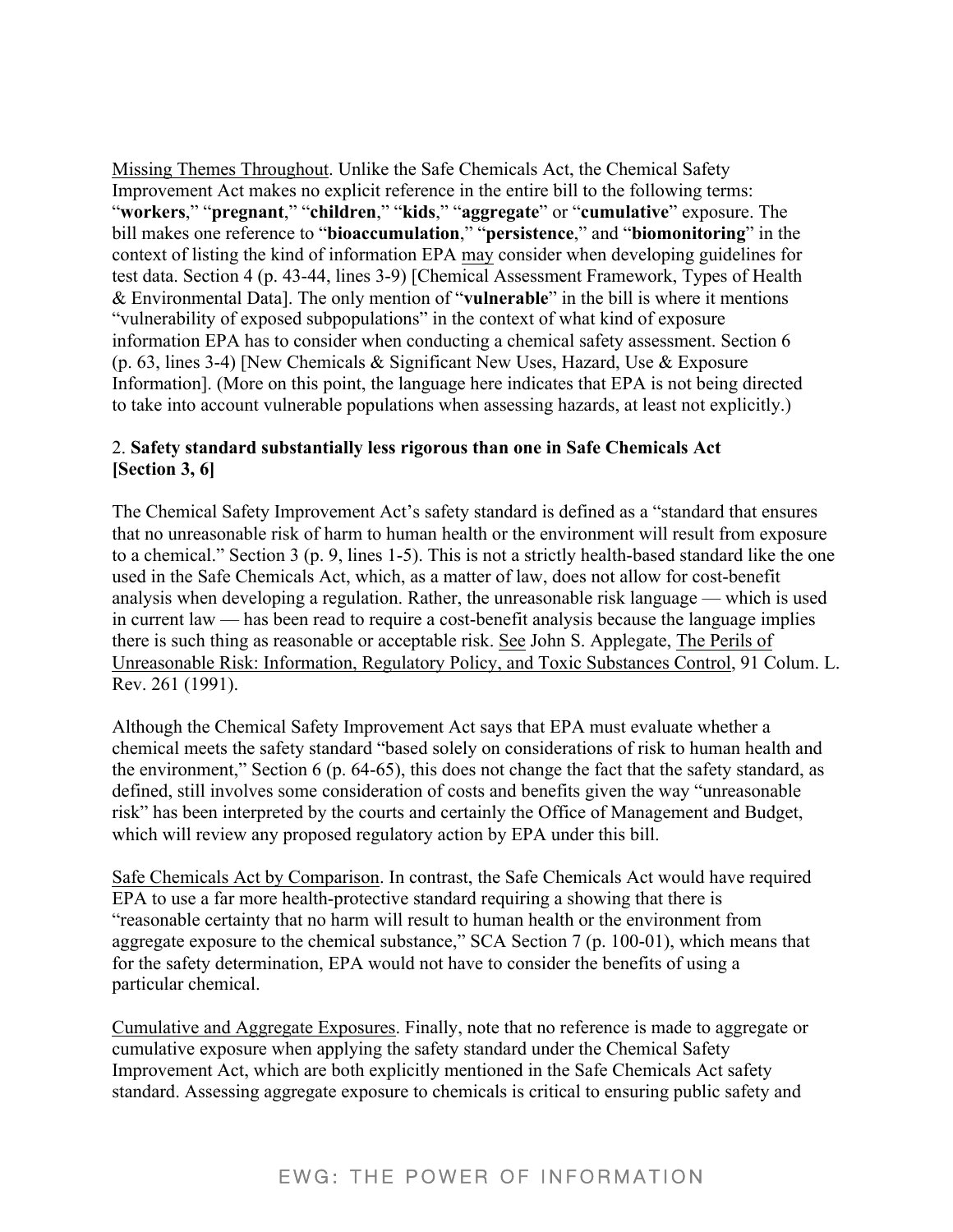Missing Themes Throughout. Unlike the Safe Chemicals Act, the Chemical Safety Improvement Act makes no explicit reference in the entire bill to the following terms: "**workers**," "**pregnant**," "**children**," "**kids**," "**aggregate**" or "**cumulative**" exposure. The bill makes one reference to "**bioaccumulation**," "**persistence**," and "**biomonitoring**" in the context of listing the kind of information EPA may consider when developing guidelines for test data. Section 4 (p. 43-44, lines 3-9) [Chemical Assessment Framework, Types of Health & Environmental Data]. The only mention of "**vulnerable**" in the bill is where it mentions "vulnerability of exposed subpopulations" in the context of what kind of exposure information EPA has to consider when conducting a chemical safety assessment. Section 6 (p. 63, lines 3-4) [New Chemicals & Significant New Uses, Hazard, Use & Exposure Information]. (More on this point, the language here indicates that EPA is not being directed to take into account vulnerable populations when assessing hazards, at least not explicitly.)

2. **Safety standard substantially less rigorous than one in Safe Chemicals Act [Section 3, 6]**

The Chemical Safety Improvement Act's safety standard is defined as a "standard that ensures that no unreasonable risk of harm to human health or the environment will result from exposure to a chemical." Section 3 (p. 9, lines 1-5). This is not a strictly health-based standard like the one used in the Safe Chemicals Act, which, as a matter of law, does not allow for cost-benefit analysis when developing a regulation. Rather, the unreasonable risk language — which is used in current law — has been read to require a cost-benefit analysis because the language implies there is such thing as reasonable or acceptable risk. See John S. Applegate, The Perils of Unreasonable Risk: Information, Regulatory Policy, and Toxic Substances Control, 91 Colum. L. Rev. 261 (1991).

Although the Chemical Safety Improvement Act says that EPA must evaluate whether a chemical meets the safety standard "based solely on considerations of risk to human health and the environment," Section 6 (p. 64-65), this does not change the fact that the safety standard, as defined, still involves some consideration of costs and benefits given the way "unreasonable risk" has been interpreted by the courts and certainly the Office of Management and Budget, which will review any proposed regulatory action by EPA under this bill.

Safe Chemicals Act by Comparison. In contrast, the Safe Chemicals Act would have required EPA to use a far more health-protective standard requiring a showing that there is "reasonable certainty that no harm will result to human health or the environment from aggregate exposure to the chemical substance," SCA Section 7 (p. 100-01), which means that for the safety determination, EPA would not have to consider the benefits of using a particular chemical.

Cumulative and Aggregate Exposures. Finally, note that no reference is made to aggregate or cumulative exposure when applying the safety standard under the Chemical Safety Improvement Act, which are both explicitly mentioned in the Safe Chemicals Act safety standard. Assessing aggregate exposure to chemicals is critical to ensuring public safety and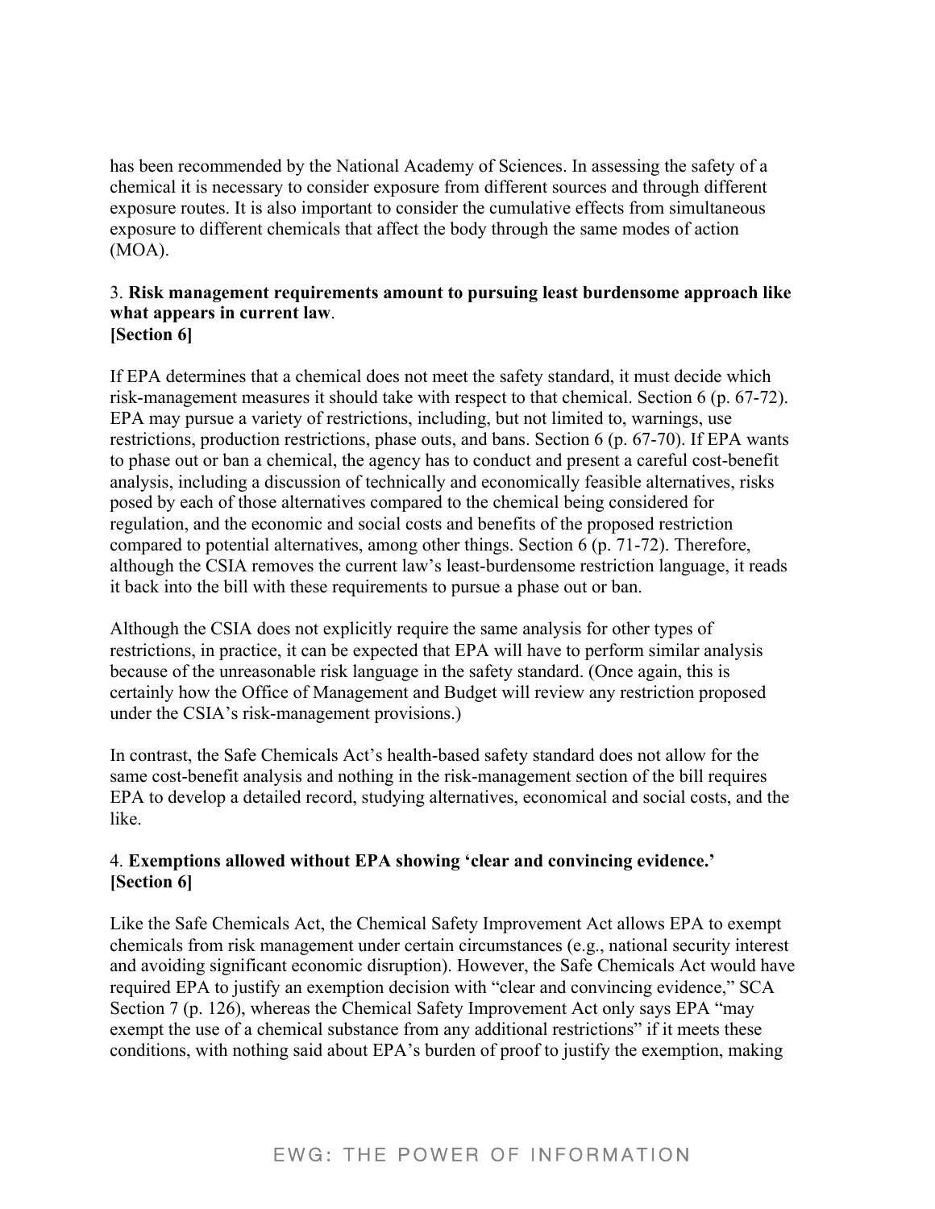has been recommended by the National Academy of Sciences. In assessing the safety of a chemical it is necessary to consider exposure from different sources and through different exposure routes. It is also important to consider the cumulative effects from simultaneous exposure to different chemicals that affect the body through the same modes of action (MOA).

3. **Risk management requirements amount to pursuing least burdensome approach like what appears in current law**.
**[Section 6]**

If EPA determines that a chemical does not meet the safety standard, it must decide which risk-management measures it should take with respect to that chemical. Section 6 (p. 67-72). EPA may pursue a variety of restrictions, including, but not limited to, warnings, use restrictions, production restrictions, phase outs, and bans. Section 6 (p. 67-70). If EPA wants to phase out or ban a chemical, the agency has to conduct and present a careful cost-benefit analysis, including a discussion of technically and economically feasible alternatives, risks posed by each of those alternatives compared to the chemical being considered for regulation, and the economic and social costs and benefits of the proposed restriction compared to potential alternatives, among other things. Section 6 (p. 71-72). Therefore, although the CSIA removes the current law's least-burdensome restriction language, it reads it back into the bill with these requirements to pursue a phase out or ban.

Although the CSIA does not explicitly require the same analysis for other types of restrictions, in practice, it can be expected that EPA will have to perform similar analysis because of the unreasonable risk language in the safety standard. (Once again, this is certainly how the Office of Management and Budget will review any restriction proposed under the CSIA's risk-management provisions.)

In contrast, the Safe Chemicals Act's health-based safety standard does not allow for the same cost-benefit analysis and nothing in the risk-management section of the bill requires EPA to develop a detailed record, studying alternatives, economical and social costs, and the like.

4. **Exemptions allowed without EPA showing 'clear and convincing evidence.'**
**[Section 6]**

Like the Safe Chemicals Act, the Chemical Safety Improvement Act allows EPA to exempt chemicals from risk management under certain circumstances (e.g., national security interest and avoiding significant economic disruption). However, the Safe Chemicals Act would have required EPA to justify an exemption decision with "clear and convincing evidence," SCA Section 7 (p. 126), whereas the Chemical Safety Improvement Act only says EPA "may exempt the use of a chemical substance from any additional restrictions" if it meets these conditions, with nothing said about EPA's burden of proof to justify the exemption, making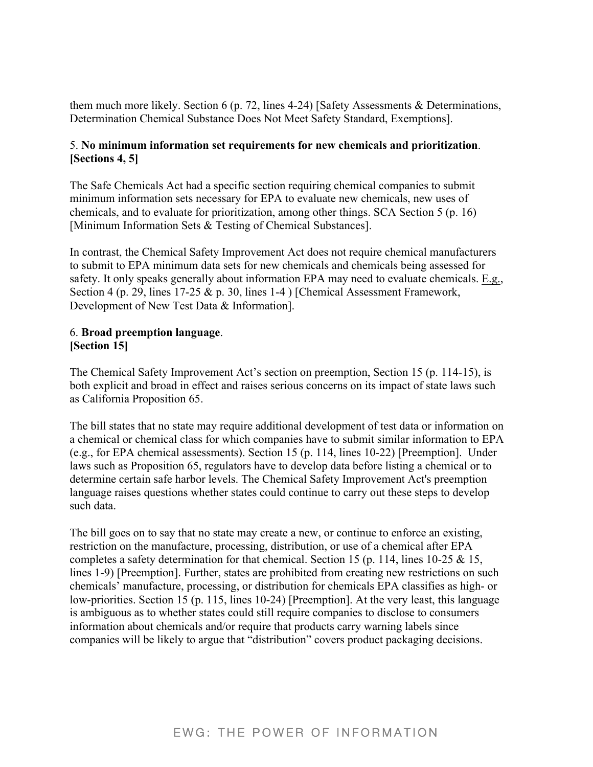them much more likely. Section 6 (p. 72, lines 4-24) [Safety Assessments & Determinations, Determination Chemical Substance Does Not Meet Safety Standard, Exemptions].

5. **No minimum information set requirements for new chemicals and prioritization**. **[Sections 4, 5]**

The Safe Chemicals Act had a specific section requiring chemical companies to submit minimum information sets necessary for EPA to evaluate new chemicals, new uses of chemicals, and to evaluate for prioritization, among other things. SCA Section 5 (p. 16) [Minimum Information Sets & Testing of Chemical Substances].

In contrast, the Chemical Safety Improvement Act does not require chemical manufacturers to submit to EPA minimum data sets for new chemicals and chemicals being assessed for safety. It only speaks generally about information EPA may need to evaluate chemicals. E.g., Section 4 (p. 29, lines 17-25 & p. 30, lines 1-4 ) [Chemical Assessment Framework, Development of New Test Data & Information].

6. **Broad preemption language**. **[Section 15]**

The Chemical Safety Improvement Act's section on preemption, Section 15 (p. 114-15), is both explicit and broad in effect and raises serious concerns on its impact of state laws such as California Proposition 65.

The bill states that no state may require additional development of test data or information on a chemical or chemical class for which companies have to submit similar information to EPA (e.g., for EPA chemical assessments). Section 15 (p. 114, lines 10-22) [Preemption]. Under laws such as Proposition 65, regulators have to develop data before listing a chemical or to determine certain safe harbor levels. The Chemical Safety Improvement Act's preemption language raises questions whether states could continue to carry out these steps to develop such data.

The bill goes on to say that no state may create a new, or continue to enforce an existing, restriction on the manufacture, processing, distribution, or use of a chemical after EPA completes a safety determination for that chemical. Section 15 (p. 114, lines 10-25 & 15, lines 1-9) [Preemption]. Further, states are prohibited from creating new restrictions on such chemicals' manufacture, processing, or distribution for chemicals EPA classifies as high- or low-priorities. Section 15 (p. 115, lines 10-24) [Preemption]. At the very least, this language is ambiguous as to whether states could still require companies to disclose to consumers information about chemicals and/or require that products carry warning labels since companies will be likely to argue that "distribution" covers product packaging decisions.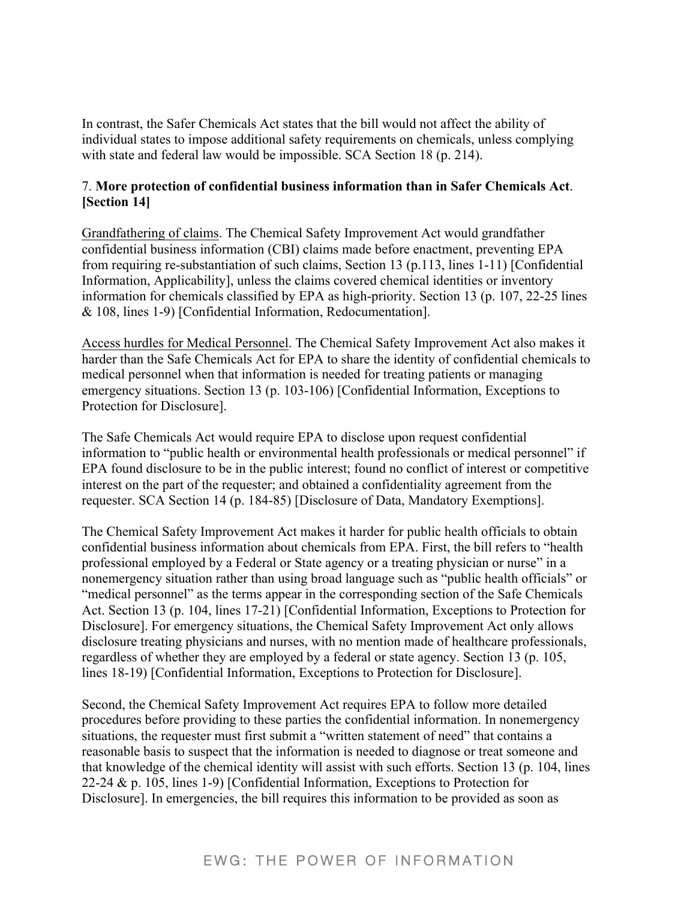In contrast, the Safer Chemicals Act states that the bill would not affect the ability of individual states to impose additional safety requirements on chemicals, unless complying with state and federal law would be impossible. SCA Section 18 (p. 214).

7. **More protection of confidential business information than in Safer Chemicals Act. [Section 14]**

Grandfathering of claims. The Chemical Safety Improvement Act would grandfather confidential business information (CBI) claims made before enactment, preventing EPA from requiring re-substantiation of such claims, Section 13 (p.113, lines 1-11) [Confidential Information, Applicability], unless the claims covered chemical identities or inventory information for chemicals classified by EPA as high-priority. Section 13 (p. 107, 22-25 lines & 108, lines 1-9) [Confidential Information, Redocumentation].

Access hurdles for Medical Personnel. The Chemical Safety Improvement Act also makes it harder than the Safe Chemicals Act for EPA to share the identity of confidential chemicals to medical personnel when that information is needed for treating patients or managing emergency situations. Section 13 (p. 103-106) [Confidential Information, Exceptions to Protection for Disclosure].

The Safe Chemicals Act would require EPA to disclose upon request confidential information to "public health or environmental health professionals or medical personnel" if EPA found disclosure to be in the public interest; found no conflict of interest or competitive interest on the part of the requester; and obtained a confidentiality agreement from the requester. SCA Section 14 (p. 184-85) [Disclosure of Data, Mandatory Exemptions].

The Chemical Safety Improvement Act makes it harder for public health officials to obtain confidential business information about chemicals from EPA. First, the bill refers to "health professional employed by a Federal or State agency or a treating physician or nurse" in a nonemergency situation rather than using broad language such as "public health officials" or "medical personnel" as the terms appear in the corresponding section of the Safe Chemicals Act. Section 13 (p. 104, lines 17-21) [Confidential Information, Exceptions to Protection for Disclosure]. For emergency situations, the Chemical Safety Improvement Act only allows disclosure treating physicians and nurses, with no mention made of healthcare professionals, regardless of whether they are employed by a federal or state agency. Section 13 (p. 105, lines 18-19) [Confidential Information, Exceptions to Protection for Disclosure].

Second, the Chemical Safety Improvement Act requires EPA to follow more detailed procedures before providing to these parties the confidential information. In nonemergency situations, the requester must first submit a "written statement of need" that contains a reasonable basis to suspect that the information is needed to diagnose or treat someone and that knowledge of the chemical identity will assist with such efforts. Section 13 (p. 104, lines 22-24 & p. 105, lines 1-9) [Confidential Information, Exceptions to Protection for Disclosure]. In emergencies, the bill requires this information to be provided as soon as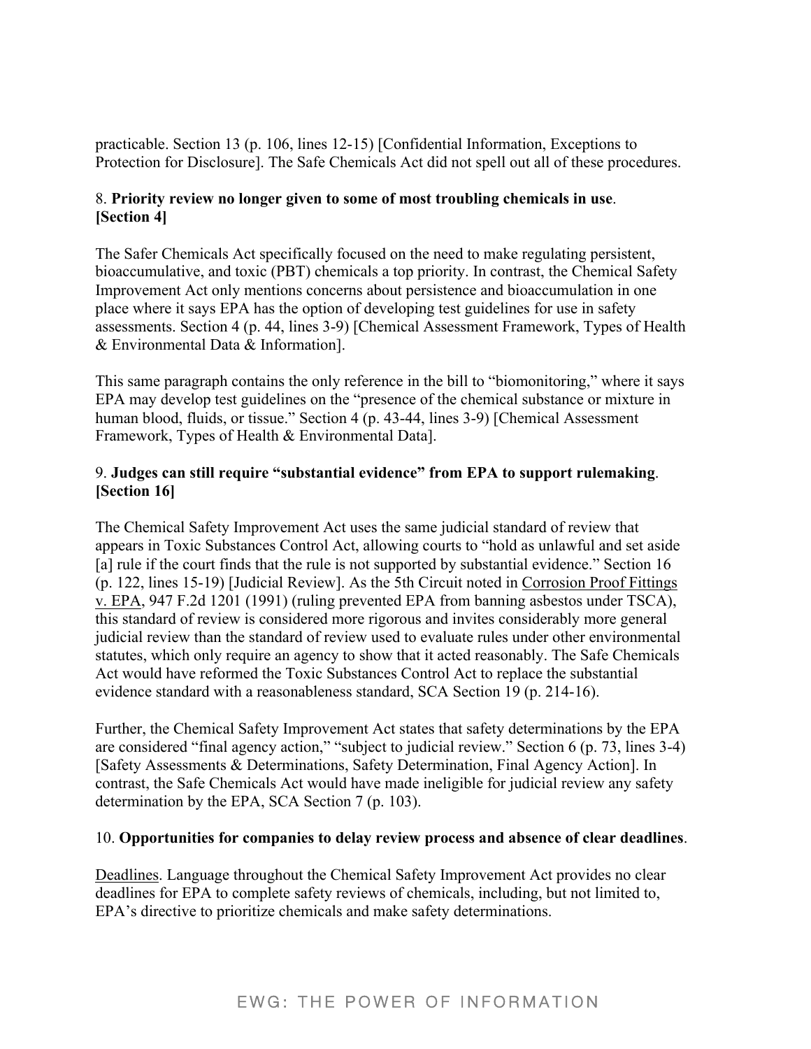practicable. Section 13 (p. 106, lines 12-15) [Confidential Information, Exceptions to Protection for Disclosure]. The Safe Chemicals Act did not spell out all of these procedures.

8. **Priority review no longer given to some of most troubling chemicals in use**. **[Section 4]**

The Safer Chemicals Act specifically focused on the need to make regulating persistent, bioaccumulative, and toxic (PBT) chemicals a top priority. In contrast, the Chemical Safety Improvement Act only mentions concerns about persistence and bioaccumulation in one place where it says EPA has the option of developing test guidelines for use in safety assessments. Section 4 (p. 44, lines 3-9) [Chemical Assessment Framework, Types of Health & Environmental Data & Information].

This same paragraph contains the only reference in the bill to "biomonitoring," where it says EPA may develop test guidelines on the "presence of the chemical substance or mixture in human blood, fluids, or tissue." Section 4 (p. 43-44, lines 3-9) [Chemical Assessment Framework, Types of Health & Environmental Data].

9. **Judges can still require "substantial evidence" from EPA to support rulemaking**. **[Section 16]**

The Chemical Safety Improvement Act uses the same judicial standard of review that appears in Toxic Substances Control Act, allowing courts to "hold as unlawful and set aside [a] rule if the court finds that the rule is not supported by substantial evidence." Section 16 (p. 122, lines 15-19) [Judicial Review]. As the 5th Circuit noted in Corrosion Proof Fittings v. EPA, 947 F.2d 1201 (1991) (ruling prevented EPA from banning asbestos under TSCA), this standard of review is considered more rigorous and invites considerably more general judicial review than the standard of review used to evaluate rules under other environmental statutes, which only require an agency to show that it acted reasonably. The Safe Chemicals Act would have reformed the Toxic Substances Control Act to replace the substantial evidence standard with a reasonableness standard, SCA Section 19 (p. 214-16).

Further, the Chemical Safety Improvement Act states that safety determinations by the EPA are considered "final agency action," "subject to judicial review." Section 6 (p. 73, lines 3-4) [Safety Assessments & Determinations, Safety Determination, Final Agency Action]. In contrast, the Safe Chemicals Act would have made ineligible for judicial review any safety determination by the EPA, SCA Section 7 (p. 103).

10. **Opportunities for companies to delay review process and absence of clear deadlines**.

Deadlines. Language throughout the Chemical Safety Improvement Act provides no clear deadlines for EPA to complete safety reviews of chemicals, including, but not limited to, EPA's directive to prioritize chemicals and make safety determinations.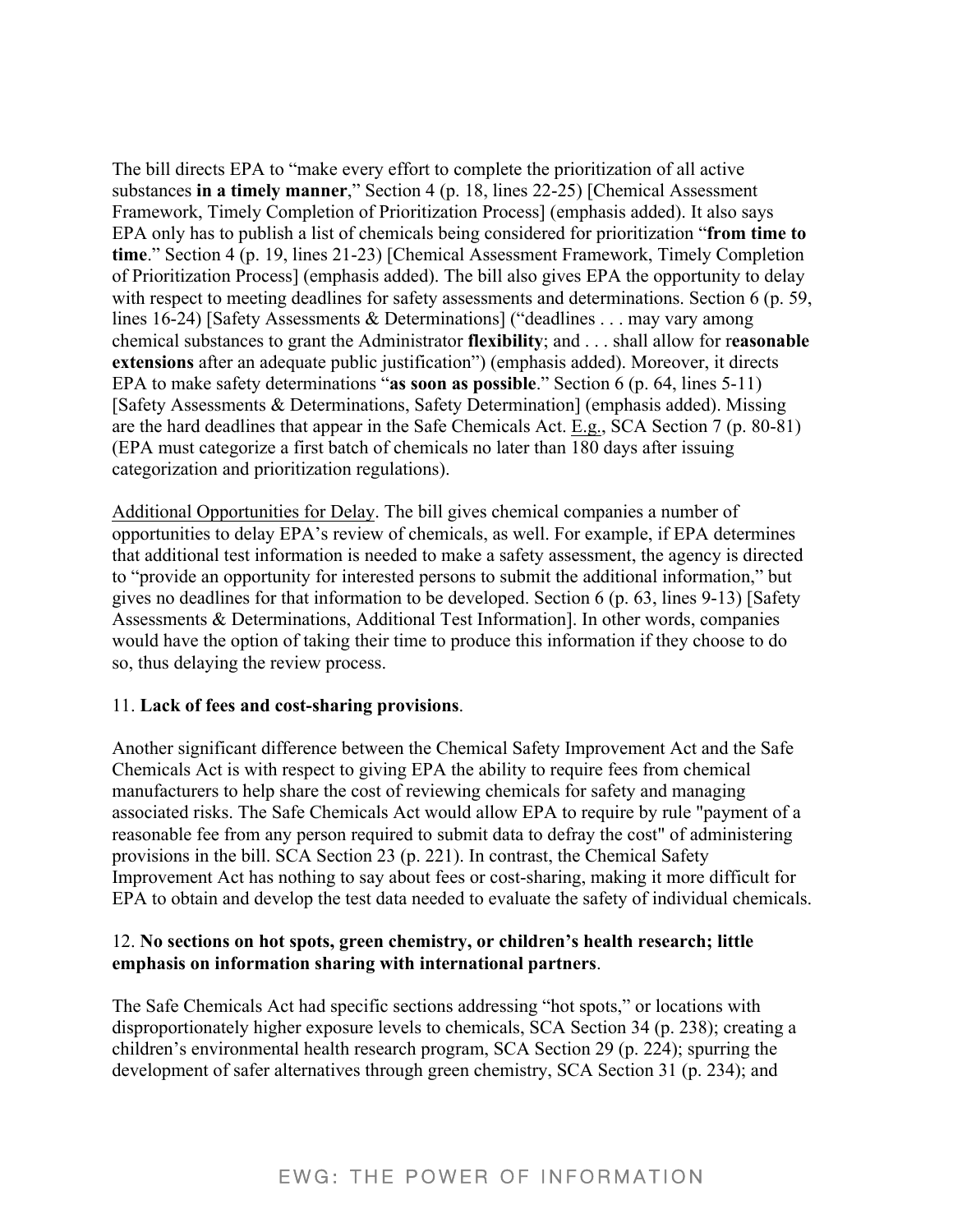The bill directs EPA to "make every effort to complete the prioritization of all active substances **in a timely manner**," Section 4 (p. 18, lines 22-25) [Chemical Assessment Framework, Timely Completion of Prioritization Process] (emphasis added). It also says EPA only has to publish a list of chemicals being considered for prioritization "**from time to time**." Section 4 (p. 19, lines 21-23) [Chemical Assessment Framework, Timely Completion of Prioritization Process] (emphasis added). The bill also gives EPA the opportunity to delay with respect to meeting deadlines for safety assessments and determinations. Section 6 (p. 59, lines 16-24) [Safety Assessments & Determinations] ("deadlines . . . may vary among chemical substances to grant the Administrator **flexibility**; and . . . shall allow for r**easonable extensions** after an adequate public justification") (emphasis added). Moreover, it directs EPA to make safety determinations "**as soon as possible**." Section 6 (p. 64, lines 5-11) [Safety Assessments & Determinations, Safety Determination] (emphasis added). Missing are the hard deadlines that appear in the Safe Chemicals Act. E.g., SCA Section 7 (p. 80-81) (EPA must categorize a first batch of chemicals no later than 180 days after issuing categorization and prioritization regulations).

Additional Opportunities for Delay. The bill gives chemical companies a number of opportunities to delay EPA's review of chemicals, as well. For example, if EPA determines that additional test information is needed to make a safety assessment, the agency is directed to "provide an opportunity for interested persons to submit the additional information," but gives no deadlines for that information to be developed. Section 6 (p. 63, lines 9-13) [Safety Assessments & Determinations, Additional Test Information]. In other words, companies would have the option of taking their time to produce this information if they choose to do so, thus delaying the review process.

11. **Lack of fees and cost-sharing provisions**.

Another significant difference between the Chemical Safety Improvement Act and the Safe Chemicals Act is with respect to giving EPA the ability to require fees from chemical manufacturers to help share the cost of reviewing chemicals for safety and managing associated risks. The Safe Chemicals Act would allow EPA to require by rule "payment of a reasonable fee from any person required to submit data to defray the cost" of administering provisions in the bill. SCA Section 23 (p. 221). In contrast, the Chemical Safety Improvement Act has nothing to say about fees or cost-sharing, making it more difficult for EPA to obtain and develop the test data needed to evaluate the safety of individual chemicals.

12. **No sections on hot spots, green chemistry, or children's health research; little emphasis on information sharing with international partners**.

The Safe Chemicals Act had specific sections addressing "hot spots," or locations with disproportionately higher exposure levels to chemicals, SCA Section 34 (p. 238); creating a children's environmental health research program, SCA Section 29 (p. 224); spurring the development of safer alternatives through green chemistry, SCA Section 31 (p. 234); and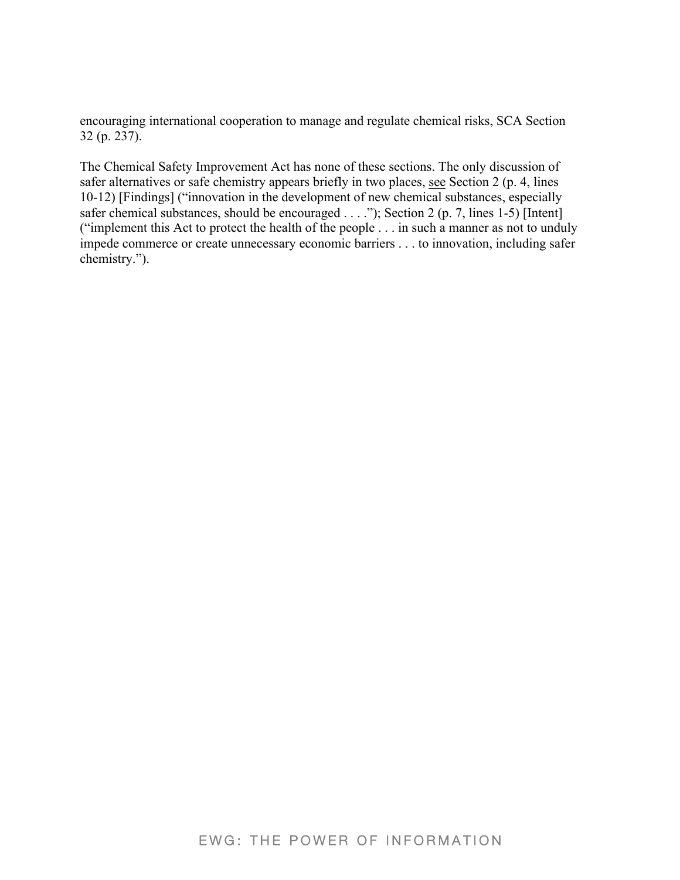encouraging international cooperation to manage and regulate chemical risks, SCA Section 32 (p. 237).

The Chemical Safety Improvement Act has none of these sections. The only discussion of safer alternatives or safe chemistry appears briefly in two places, see Section 2 (p. 4, lines 10-12) [Findings] ("innovation in the development of new chemical substances, especially safer chemical substances, should be encouraged . . . ."); Section 2 (p. 7, lines 1-5) [Intent] ("implement this Act to protect the health of the people . . . in such a manner as not to unduly impede commerce or create unnecessary economic barriers . . . to innovation, including safer chemistry.").